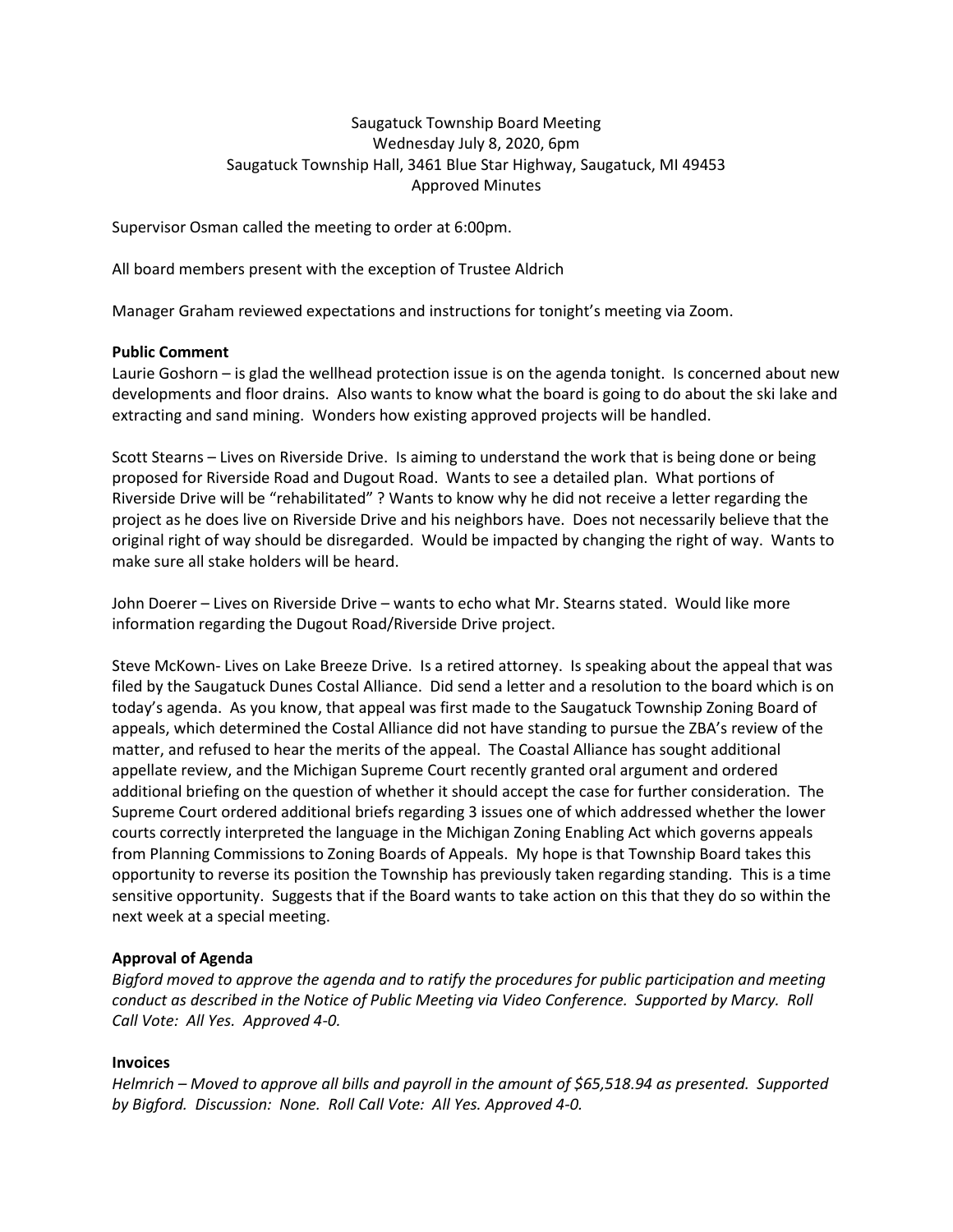Saugatuck Township Board Meeting
Wednesday July 8, 2020, 6pm
Saugatuck Township Hall, 3461 Blue Star Highway, Saugatuck, MI 49453
Approved Minutes

Supervisor Osman called the meeting to order at 6:00pm.

All board members present with the exception of Trustee Aldrich

Manager Graham reviewed expectations and instructions for tonight's meeting via Zoom.

**Public Comment**

Laurie Goshorn – is glad the wellhead protection issue is on the agenda tonight. Is concerned about new developments and floor drains. Also wants to know what the board is going to do about the ski lake and extracting and sand mining. Wonders how existing approved projects will be handled.

Scott Stearns – Lives on Riverside Drive. Is aiming to understand the work that is being done or being proposed for Riverside Road and Dugout Road. Wants to see a detailed plan. What portions of Riverside Drive will be "rehabilitated" ? Wants to know why he did not receive a letter regarding the project as he does live on Riverside Drive and his neighbors have. Does not necessarily believe that the original right of way should be disregarded. Would be impacted by changing the right of way. Wants to make sure all stake holders will be heard.

John Doerer – Lives on Riverside Drive – wants to echo what Mr. Stearns stated. Would like more information regarding the Dugout Road/Riverside Drive project.

Steve McKown- Lives on Lake Breeze Drive. Is a retired attorney. Is speaking about the appeal that was filed by the Saugatuck Dunes Costal Alliance. Did send a letter and a resolution to the board which is on today's agenda. As you know, that appeal was first made to the Saugatuck Township Zoning Board of appeals, which determined the Costal Alliance did not have standing to pursue the ZBA's review of the matter, and refused to hear the merits of the appeal. The Coastal Alliance has sought additional appellate review, and the Michigan Supreme Court recently granted oral argument and ordered additional briefing on the question of whether it should accept the case for further consideration. The Supreme Court ordered additional briefs regarding 3 issues one of which addressed whether the lower courts correctly interpreted the language in the Michigan Zoning Enabling Act which governs appeals from Planning Commissions to Zoning Boards of Appeals. My hope is that Township Board takes this opportunity to reverse its position the Township has previously taken regarding standing. This is a time sensitive opportunity. Suggests that if the Board wants to take action on this that they do so within the next week at a special meeting.

**Approval of Agenda**

*Bigford moved to approve the agenda and to ratify the procedures for public participation and meeting conduct as described in the Notice of Public Meeting via Video Conference. Supported by Marcy. Roll Call Vote: All Yes. Approved 4-0.*

**Invoices**

*Helmrich – Moved to approve all bills and payroll in the amount of $65,518.94 as presented. Supported by Bigford. Discussion: None. Roll Call Vote: All Yes. Approved 4-0.*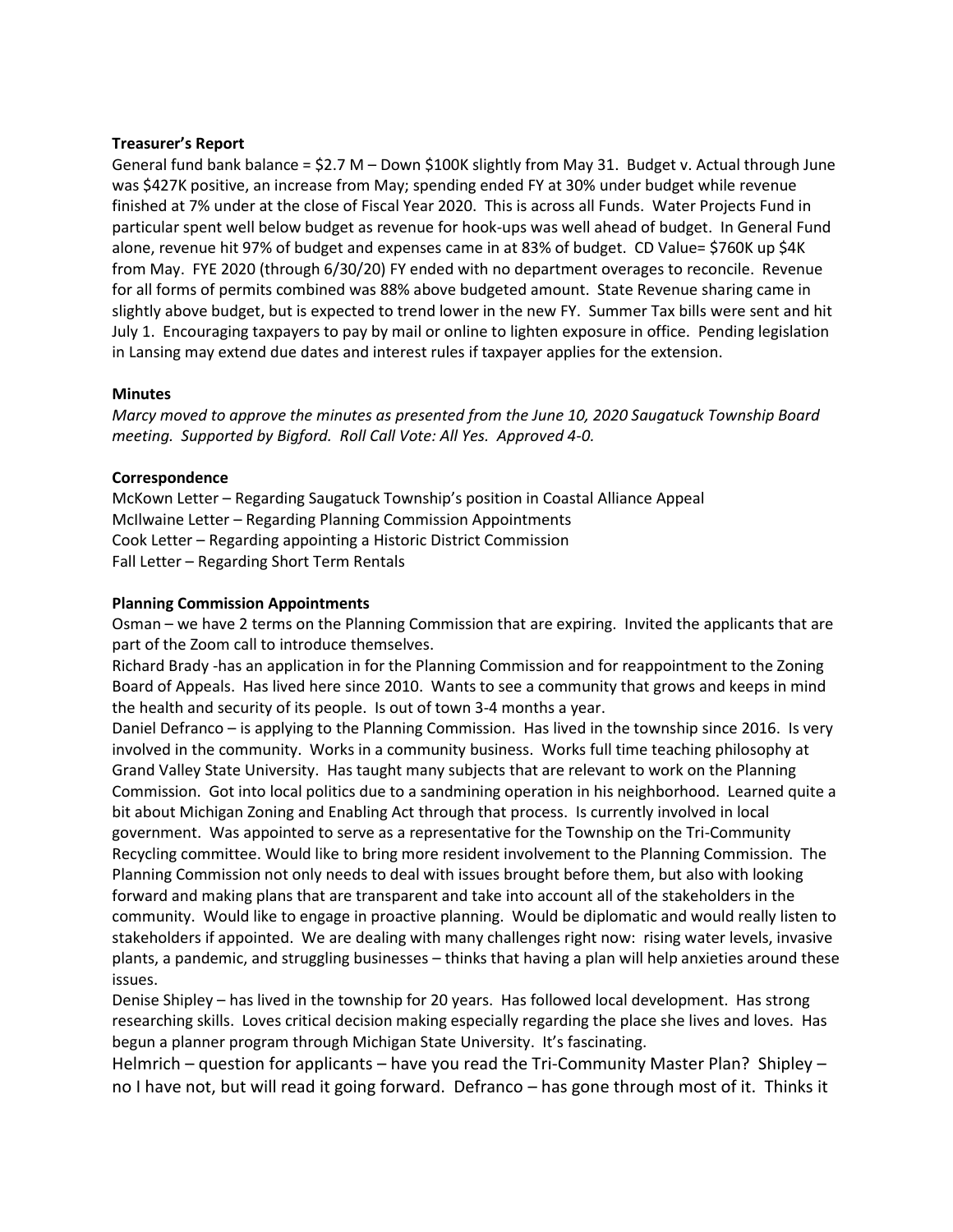**Treasurer's Report**

General fund bank balance = $2.7 M – Down $100K slightly from May 31. Budget v. Actual through June was $427K positive, an increase from May; spending ended FY at 30% under budget while revenue finished at 7% under at the close of Fiscal Year 2020. This is across all Funds. Water Projects Fund in particular spent well below budget as revenue for hook-ups was well ahead of budget. In General Fund alone, revenue hit 97% of budget and expenses came in at 83% of budget. CD Value= $760K up $4K from May. FYE 2020 (through 6/30/20) FY ended with no department overages to reconcile. Revenue for all forms of permits combined was 88% above budgeted amount. State Revenue sharing came in slightly above budget, but is expected to trend lower in the new FY. Summer Tax bills were sent and hit July 1. Encouraging taxpayers to pay by mail or online to lighten exposure in office. Pending legislation in Lansing may extend due dates and interest rules if taxpayer applies for the extension.

**Minutes**

*Marcy moved to approve the minutes as presented from the June 10, 2020 Saugatuck Township Board meeting. Supported by Bigford. Roll Call Vote: All Yes. Approved 4-0.*

**Correspondence**

McKown Letter – Regarding Saugatuck Township's position in Coastal Alliance Appeal
McIlwaine Letter – Regarding Planning Commission Appointments
Cook Letter – Regarding appointing a Historic District Commission
Fall Letter – Regarding Short Term Rentals

**Planning Commission Appointments**

Osman – we have 2 terms on the Planning Commission that are expiring. Invited the applicants that are part of the Zoom call to introduce themselves.

Richard Brady -has an application in for the Planning Commission and for reappointment to the Zoning Board of Appeals. Has lived here since 2010. Wants to see a community that grows and keeps in mind the health and security of its people. Is out of town 3-4 months a year.

Daniel Defranco – is applying to the Planning Commission. Has lived in the township since 2016. Is very involved in the community. Works in a community business. Works full time teaching philosophy at Grand Valley State University. Has taught many subjects that are relevant to work on the Planning Commission. Got into local politics due to a sandmining operation in his neighborhood. Learned quite a bit about Michigan Zoning and Enabling Act through that process. Is currently involved in local government. Was appointed to serve as a representative for the Township on the Tri-Community Recycling committee. Would like to bring more resident involvement to the Planning Commission. The Planning Commission not only needs to deal with issues brought before them, but also with looking forward and making plans that are transparent and take into account all of the stakeholders in the community. Would like to engage in proactive planning. Would be diplomatic and would really listen to stakeholders if appointed. We are dealing with many challenges right now: rising water levels, invasive plants, a pandemic, and struggling businesses – thinks that having a plan will help anxieties around these issues.

Denise Shipley – has lived in the township for 20 years. Has followed local development. Has strong researching skills. Loves critical decision making especially regarding the place she lives and loves. Has begun a planner program through Michigan State University. It's fascinating.

Helmrich – question for applicants – have you read the Tri-Community Master Plan? Shipley – no I have not, but will read it going forward. Defranco – has gone through most of it. Thinks it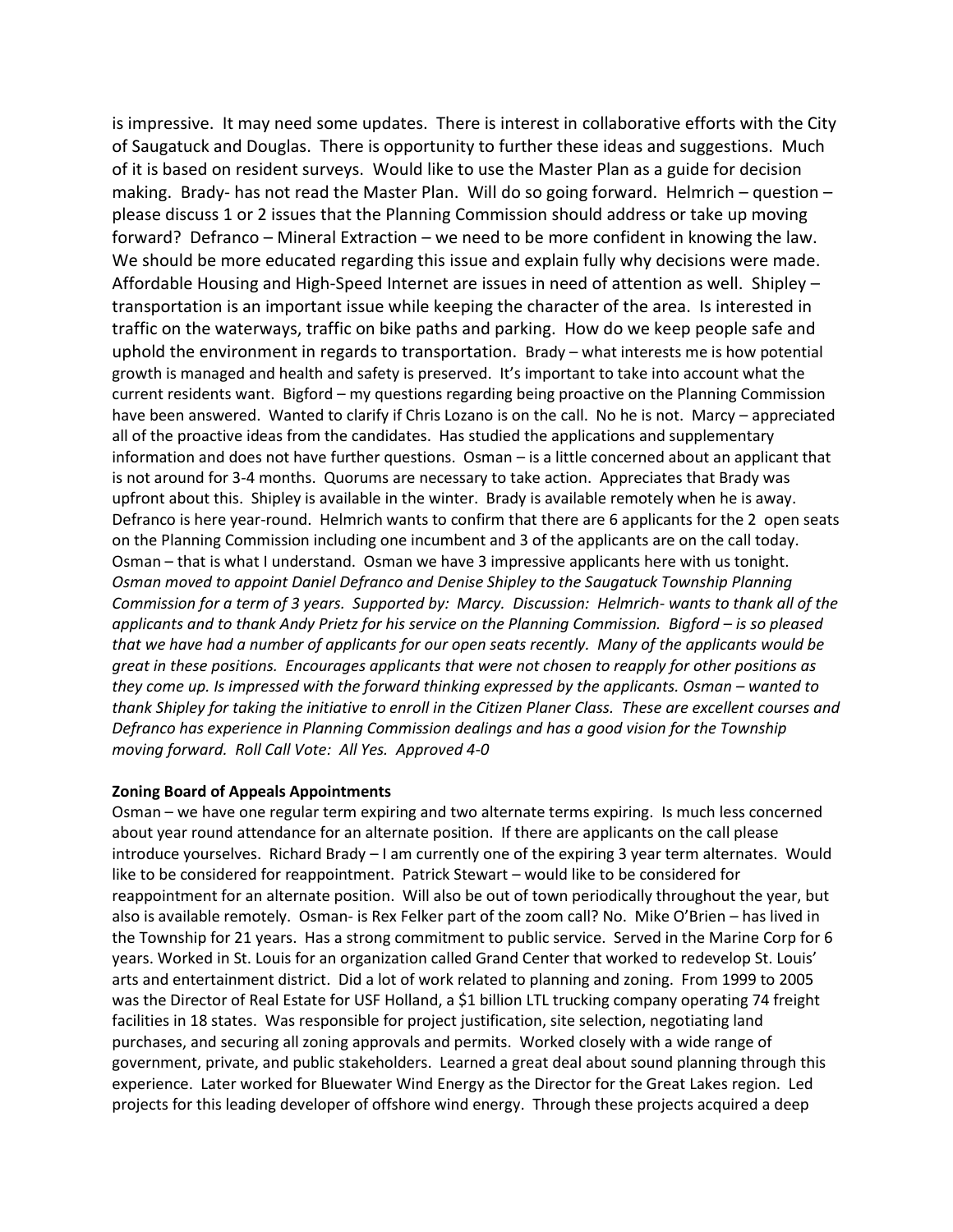is impressive. It may need some updates. There is interest in collaborative efforts with the City of Saugatuck and Douglas. There is opportunity to further these ideas and suggestions. Much of it is based on resident surveys. Would like to use the Master Plan as a guide for decision making. Brady- has not read the Master Plan. Will do so going forward. Helmrich – question – please discuss 1 or 2 issues that the Planning Commission should address or take up moving forward? Defranco – Mineral Extraction – we need to be more confident in knowing the law. We should be more educated regarding this issue and explain fully why decisions were made. Affordable Housing and High-Speed Internet are issues in need of attention as well. Shipley – transportation is an important issue while keeping the character of the area. Is interested in traffic on the waterways, traffic on bike paths and parking. How do we keep people safe and uphold the environment in regards to transportation. Brady – what interests me is how potential growth is managed and health and safety is preserved. It's important to take into account what the current residents want. Bigford – my questions regarding being proactive on the Planning Commission have been answered. Wanted to clarify if Chris Lozano is on the call. No he is not. Marcy – appreciated all of the proactive ideas from the candidates. Has studied the applications and supplementary information and does not have further questions. Osman – is a little concerned about an applicant that is not around for 3-4 months. Quorums are necessary to take action. Appreciates that Brady was upfront about this. Shipley is available in the winter. Brady is available remotely when he is away. Defranco is here year-round. Helmrich wants to confirm that there are 6 applicants for the 2 open seats on the Planning Commission including one incumbent and 3 of the applicants are on the call today. Osman – that is what I understand. Osman we have 3 impressive applicants here with us tonight. *Osman moved to appoint Daniel Defranco and Denise Shipley to the Saugatuck Township Planning Commission for a term of 3 years. Supported by: Marcy. Discussion: Helmrich- wants to thank all of the applicants and to thank Andy Prietz for his service on the Planning Commission. Bigford – is so pleased that we have had a number of applicants for our open seats recently. Many of the applicants would be great in these positions. Encourages applicants that were not chosen to reapply for other positions as they come up. Is impressed with the forward thinking expressed by the applicants. Osman – wanted to thank Shipley for taking the initiative to enroll in the Citizen Planer Class. These are excellent courses and Defranco has experience in Planning Commission dealings and has a good vision for the Township moving forward. Roll Call Vote: All Yes. Approved 4-0*

**Zoning Board of Appeals Appointments**

Osman – we have one regular term expiring and two alternate terms expiring. Is much less concerned about year round attendance for an alternate position. If there are applicants on the call please introduce yourselves. Richard Brady – I am currently one of the expiring 3 year term alternates. Would like to be considered for reappointment. Patrick Stewart – would like to be considered for reappointment for an alternate position. Will also be out of town periodically throughout the year, but also is available remotely. Osman- is Rex Felker part of the zoom call? No. Mike O'Brien – has lived in the Township for 21 years. Has a strong commitment to public service. Served in the Marine Corp for 6 years. Worked in St. Louis for an organization called Grand Center that worked to redevelop St. Louis' arts and entertainment district. Did a lot of work related to planning and zoning. From 1999 to 2005 was the Director of Real Estate for USF Holland, a $1 billion LTL trucking company operating 74 freight facilities in 18 states. Was responsible for project justification, site selection, negotiating land purchases, and securing all zoning approvals and permits. Worked closely with a wide range of government, private, and public stakeholders. Learned a great deal about sound planning through this experience. Later worked for Bluewater Wind Energy as the Director for the Great Lakes region. Led projects for this leading developer of offshore wind energy. Through these projects acquired a deep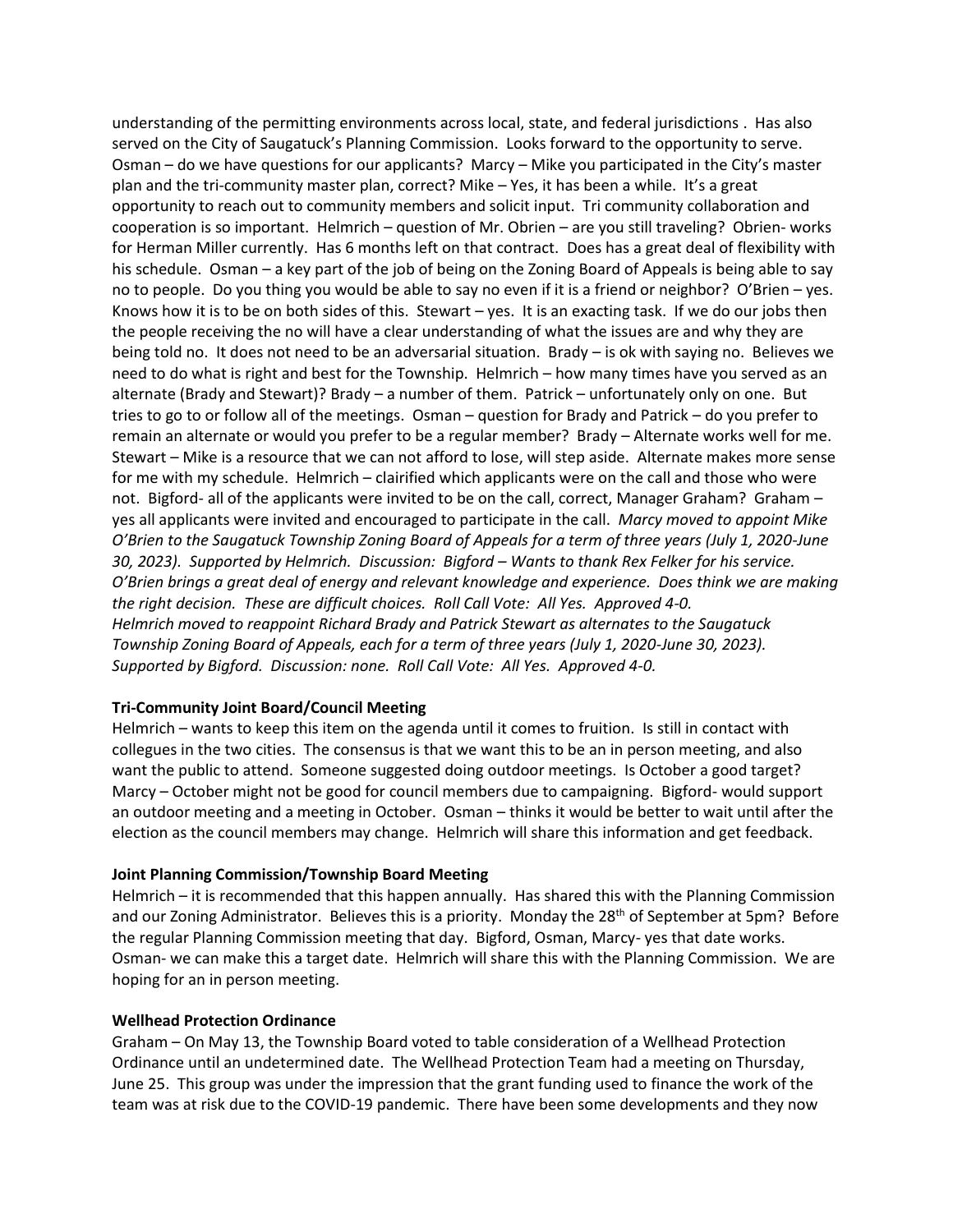understanding of the permitting environments across local, state, and federal jurisdictions . Has also served on the City of Saugatuck's Planning Commission. Looks forward to the opportunity to serve. Osman – do we have questions for our applicants? Marcy – Mike you participated in the City's master plan and the tri-community master plan, correct? Mike – Yes, it has been a while. It's a great opportunity to reach out to community members and solicit input. Tri community collaboration and cooperation is so important. Helmrich – question of Mr. Obrien – are you still traveling? Obrien- works for Herman Miller currently. Has 6 months left on that contract. Does has a great deal of flexibility with his schedule. Osman – a key part of the job of being on the Zoning Board of Appeals is being able to say no to people. Do you thing you would be able to say no even if it is a friend or neighbor? O'Brien – yes. Knows how it is to be on both sides of this. Stewart – yes. It is an exacting task. If we do our jobs then the people receiving the no will have a clear understanding of what the issues are and why they are being told no. It does not need to be an adversarial situation. Brady – is ok with saying no. Believes we need to do what is right and best for the Township. Helmrich – how many times have you served as an alternate (Brady and Stewart)? Brady – a number of them. Patrick – unfortunately only on one. But tries to go to or follow all of the meetings. Osman – question for Brady and Patrick – do you prefer to remain an alternate or would you prefer to be a regular member? Brady – Alternate works well for me. Stewart – Mike is a resource that we can not afford to lose, will step aside. Alternate makes more sense for me with my schedule. Helmrich – claiified which applicants were on the call and those who were not. Bigford- all of the applicants were invited to be on the call, correct, Manager Graham? Graham – yes all applicants were invited and encouraged to participate in the call. *Marcy moved to appoint Mike O'Brien to the Saugatuck Township Zoning Board of Appeals for a term of three years (July 1, 2020-June 30, 2023). Supported by Helmrich. Discussion: Bigford – Wants to thank Rex Felker for his service. O'Brien brings a great deal of energy and relevant knowledge and experience. Does think we are making the right decision. These are difficult choices. Roll Call Vote: All Yes. Approved 4-0.*
*Helmrich moved to reappoint Richard Brady and Patrick Stewart as alternates to the Saugatuck Township Zoning Board of Appeals, each for a term of three years (July 1, 2020-June 30, 2023). Supported by Bigford. Discussion: none. Roll Call Vote: All Yes. Approved 4-0.*

**Tri-Community Joint Board/Council Meeting**

Helmrich – wants to keep this item on the agenda until it comes to fruition. Is still in contact with collegues in the two cities. The consensus is that we want this to be an in person meeting, and also want the public to attend. Someone suggested doing outdoor meetings. Is October a good target? Marcy – October might not be good for council members due to campaigning. Bigford- would support an outdoor meeting and a meeting in October. Osman – thinks it would be better to wait until after the election as the council members may change. Helmrich will share this information and get feedback.

**Joint Planning Commission/Township Board Meeting**

Helmrich – it is recommended that this happen annually. Has shared this with the Planning Commission and our Zoning Administrator. Believes this is a priority. Monday the 28th of September at 5pm? Before the regular Planning Commission meeting that day. Bigford, Osman, Marcy- yes that date works. Osman- we can make this a target date. Helmrich will share this with the Planning Commission. We are hoping for an in person meeting.

**Wellhead Protection Ordinance**

Graham – On May 13, the Township Board voted to table consideration of a Wellhead Protection Ordinance until an undetermined date. The Wellhead Protection Team had a meeting on Thursday, June 25. This group was under the impression that the grant funding used to finance the work of the team was at risk due to the COVID-19 pandemic. There have been some developments and they now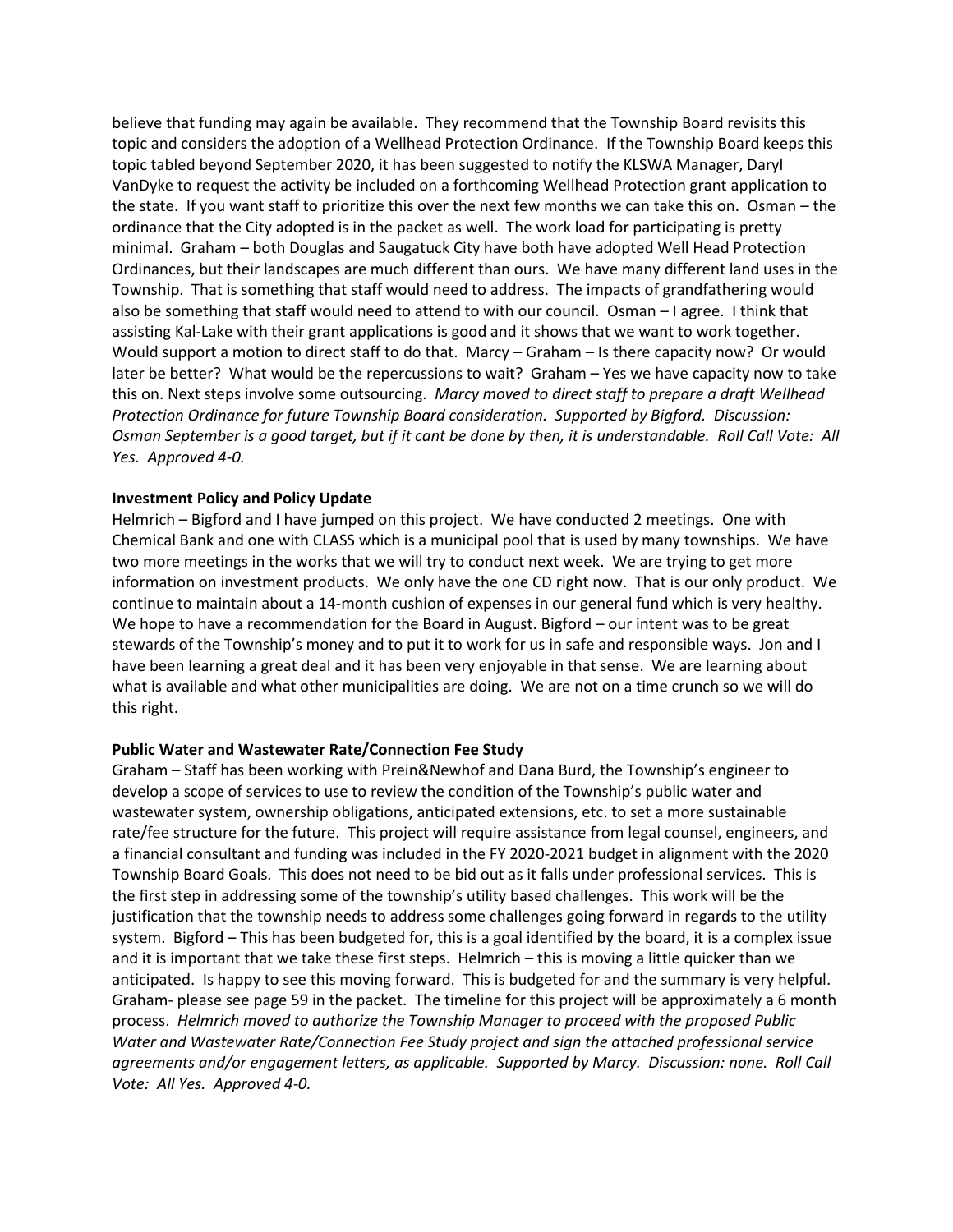believe that funding may again be available. They recommend that the Township Board revisits this topic and considers the adoption of a Wellhead Protection Ordinance. If the Township Board keeps this topic tabled beyond September 2020, it has been suggested to notify the KLSWA Manager, Daryl VanDyke to request the activity be included on a forthcoming Wellhead Protection grant application to the state. If you want staff to prioritize this over the next few months we can take this on. Osman – the ordinance that the City adopted is in the packet as well. The work load for participating is pretty minimal. Graham – both Douglas and Saugatuck City have both have adopted Well Head Protection Ordinances, but their landscapes are much different than ours. We have many different land uses in the Township. That is something that staff would need to address. The impacts of grandfathering would also be something that staff would need to attend to with our council. Osman – I agree. I think that assisting Kal-Lake with their grant applications is good and it shows that we want to work together. Would support a motion to direct staff to do that. Marcy – Graham – Is there capacity now? Or would later be better? What would be the repercussions to wait? Graham – Yes we have capacity now to take this on. Next steps involve some outsourcing. *Marcy moved to direct staff to prepare a draft Wellhead Protection Ordinance for future Township Board consideration. Supported by Bigford. Discussion: Osman September is a good target, but if it cant be done by then, it is understandable. Roll Call Vote: All Yes. Approved 4-0.*

**Investment Policy and Policy Update**

Helmrich – Bigford and I have jumped on this project. We have conducted 2 meetings. One with Chemical Bank and one with CLASS which is a municipal pool that is used by many townships. We have two more meetings in the works that we will try to conduct next week. We are trying to get more information on investment products. We only have the one CD right now. That is our only product. We continue to maintain about a 14-month cushion of expenses in our general fund which is very healthy. We hope to have a recommendation for the Board in August. Bigford – our intent was to be great stewards of the Township's money and to put it to work for us in safe and responsible ways. Jon and I have been learning a great deal and it has been very enjoyable in that sense. We are learning about what is available and what other municipalities are doing. We are not on a time crunch so we will do this right.

**Public Water and Wastewater Rate/Connection Fee Study**

Graham – Staff has been working with Prein&Newhof and Dana Burd, the Township's engineer to develop a scope of services to use to review the condition of the Township's public water and wastewater system, ownership obligations, anticipated extensions, etc. to set a more sustainable rate/fee structure for the future. This project will require assistance from legal counsel, engineers, and a financial consultant and funding was included in the FY 2020-2021 budget in alignment with the 2020 Township Board Goals. This does not need to be bid out as it falls under professional services. This is the first step in addressing some of the township's utility based challenges. This work will be the justification that the township needs to address some challenges going forward in regards to the utility system. Bigford – This has been budgeted for, this is a goal identified by the board, it is a complex issue and it is important that we take these first steps. Helmrich – this is moving a little quicker than we anticipated. Is happy to see this moving forward. This is budgeted for and the summary is very helpful. Graham- please see page 59 in the packet. The timeline for this project will be approximately a 6 month process. *Helmrich moved to authorize the Township Manager to proceed with the proposed Public Water and Wastewater Rate/Connection Fee Study project and sign the attached professional service agreements and/or engagement letters, as applicable. Supported by Marcy. Discussion: none. Roll Call Vote: All Yes. Approved 4-0.*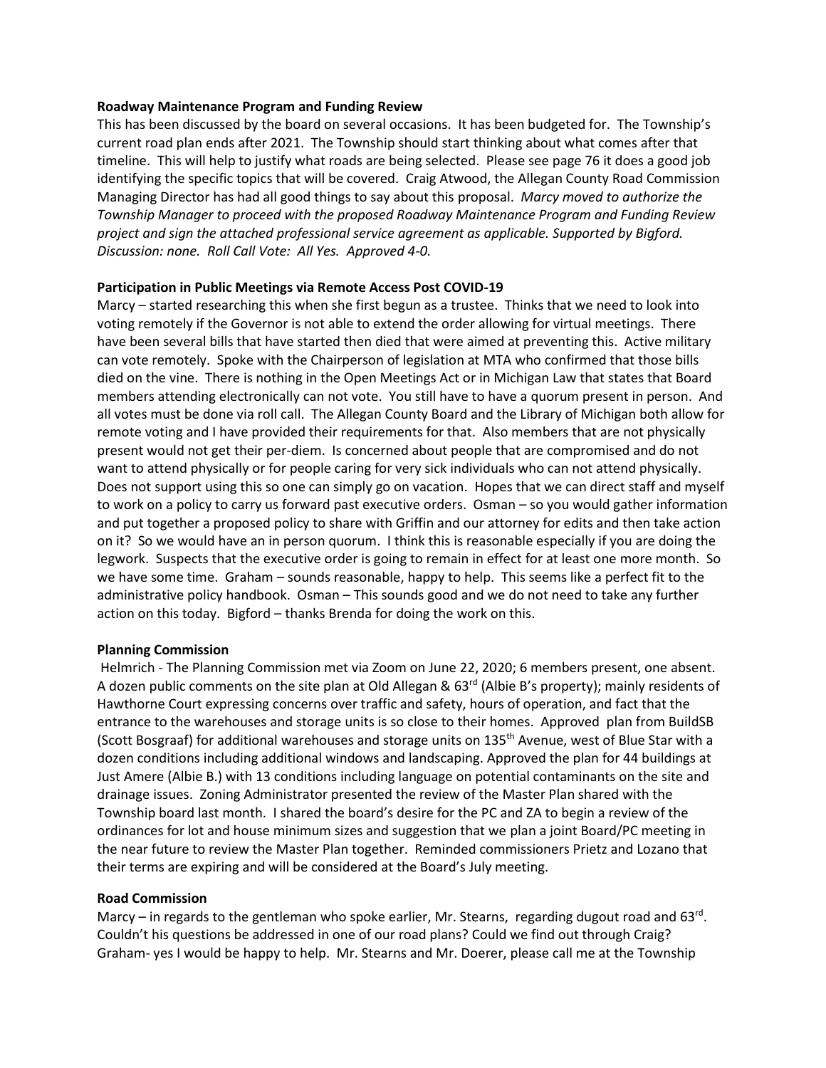**Roadway Maintenance Program and Funding Review**

This has been discussed by the board on several occasions. It has been budgeted for. The Township's current road plan ends after 2021. The Township should start thinking about what comes after that timeline. This will help to justify what roads are being selected. Please see page 76 it does a good job identifying the specific topics that will be covered. Craig Atwood, the Allegan County Road Commission Managing Director has had all good things to say about this proposal. *Marcy moved to authorize the Township Manager to proceed with the proposed Roadway Maintenance Program and Funding Review project and sign the attached professional service agreement as applicable. Supported by Bigford. Discussion: none. Roll Call Vote: All Yes. Approved 4-0.*

**Participation in Public Meetings via Remote Access Post COVID-19**

Marcy – started researching this when she first begun as a trustee. Thinks that we need to look into voting remotely if the Governor is not able to extend the order allowing for virtual meetings. There have been several bills that have started then died that were aimed at preventing this. Active military can vote remotely. Spoke with the Chairperson of legislation at MTA who confirmed that those bills died on the vine. There is nothing in the Open Meetings Act or in Michigan Law that states that Board members attending electronically can not vote. You still have to have a quorum present in person. And all votes must be done via roll call. The Allegan County Board and the Library of Michigan both allow for remote voting and I have provided their requirements for that. Also members that are not physically present would not get their per-diem. Is concerned about people that are compromised and do not want to attend physically or for people caring for very sick individuals who can not attend physically. Does not support using this so one can simply go on vacation. Hopes that we can direct staff and myself to work on a policy to carry us forward past executive orders. Osman – so you would gather information and put together a proposed policy to share with Griffin and our attorney for edits and then take action on it? So we would have an in person quorum. I think this is reasonable especially if you are doing the legwork. Suspects that the executive order is going to remain in effect for at least one more month. So we have some time. Graham – sounds reasonable, happy to help. This seems like a perfect fit to the administrative policy handbook. Osman – This sounds good and we do not need to take any further action on this today. Bigford – thanks Brenda for doing the work on this.

**Planning Commission**

Helmrich - The Planning Commission met via Zoom on June 22, 2020; 6 members present, one absent. A dozen public comments on the site plan at Old Allegan & 63rd (Albie B's property); mainly residents of Hawthorne Court expressing concerns over traffic and safety, hours of operation, and fact that the entrance to the warehouses and storage units is so close to their homes. Approved plan from BuildSB (Scott Bosgraaf) for additional warehouses and storage units on 135th Avenue, west of Blue Star with a dozen conditions including additional windows and landscaping. Approved the plan for 44 buildings at Just Amere (Albie B.) with 13 conditions including language on potential contaminants on the site and drainage issues. Zoning Administrator presented the review of the Master Plan shared with the Township board last month. I shared the board's desire for the PC and ZA to begin a review of the ordinances for lot and house minimum sizes and suggestion that we plan a joint Board/PC meeting in the near future to review the Master Plan together. Reminded commissioners Prietz and Lozano that their terms are expiring and will be considered at the Board's July meeting.

**Road Commission**

Marcy – in regards to the gentleman who spoke earlier, Mr. Stearns, regarding dugout road and 63rd. Couldn't his questions be addressed in one of our road plans? Could we find out through Craig? Graham- yes I would be happy to help. Mr. Stearns and Mr. Doerer, please call me at the Township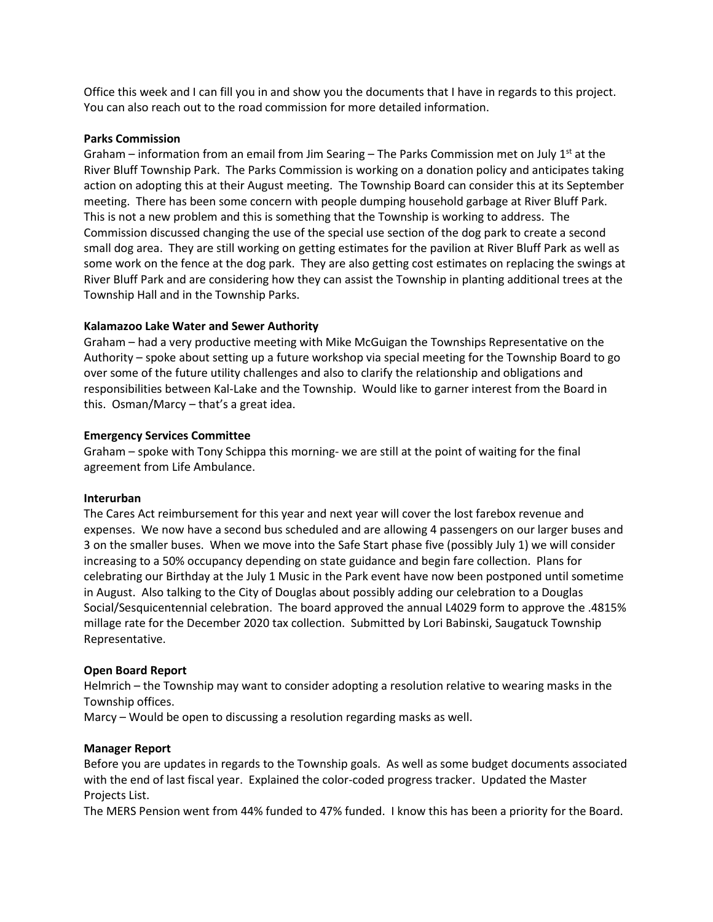Office this week and I can fill you in and show you the documents that I have in regards to this project. You can also reach out to the road commission for more detailed information.

**Parks Commission**

Graham – information from an email from Jim Searing – The Parks Commission met on July 1st at the River Bluff Township Park. The Parks Commission is working on a donation policy and anticipates taking action on adopting this at their August meeting. The Township Board can consider this at its September meeting. There has been some concern with people dumping household garbage at River Bluff Park. This is not a new problem and this is something that the Township is working to address. The Commission discussed changing the use of the special use section of the dog park to create a second small dog area. They are still working on getting estimates for the pavilion at River Bluff Park as well as some work on the fence at the dog park. They are also getting cost estimates on replacing the swings at River Bluff Park and are considering how they can assist the Township in planting additional trees at the Township Hall and in the Township Parks.

**Kalamazoo Lake Water and Sewer Authority**

Graham – had a very productive meeting with Mike McGuigan the Townships Representative on the Authority – spoke about setting up a future workshop via special meeting for the Township Board to go over some of the future utility challenges and also to clarify the relationship and obligations and responsibilities between Kal-Lake and the Township. Would like to garner interest from the Board in this. Osman/Marcy – that's a great idea.

**Emergency Services Committee**

Graham – spoke with Tony Schippa this morning- we are still at the point of waiting for the final agreement from Life Ambulance.

**Interurban**

The Cares Act reimbursement for this year and next year will cover the lost farebox revenue and expenses. We now have a second bus scheduled and are allowing 4 passengers on our larger buses and 3 on the smaller buses. When we move into the Safe Start phase five (possibly July 1) we will consider increasing to a 50% occupancy depending on state guidance and begin fare collection. Plans for celebrating our Birthday at the July 1 Music in the Park event have now been postponed until sometime in August. Also talking to the City of Douglas about possibly adding our celebration to a Douglas Social/Sesquicentennial celebration. The board approved the annual L4029 form to approve the .4815% millage rate for the December 2020 tax collection. Submitted by Lori Babinski, Saugatuck Township Representative.

**Open Board Report**

Helmrich – the Township may want to consider adopting a resolution relative to wearing masks in the Township offices.

Marcy – Would be open to discussing a resolution regarding masks as well.

**Manager Report**

Before you are updates in regards to the Township goals. As well as some budget documents associated with the end of last fiscal year. Explained the color-coded progress tracker. Updated the Master Projects List.

The MERS Pension went from 44% funded to 47% funded. I know this has been a priority for the Board.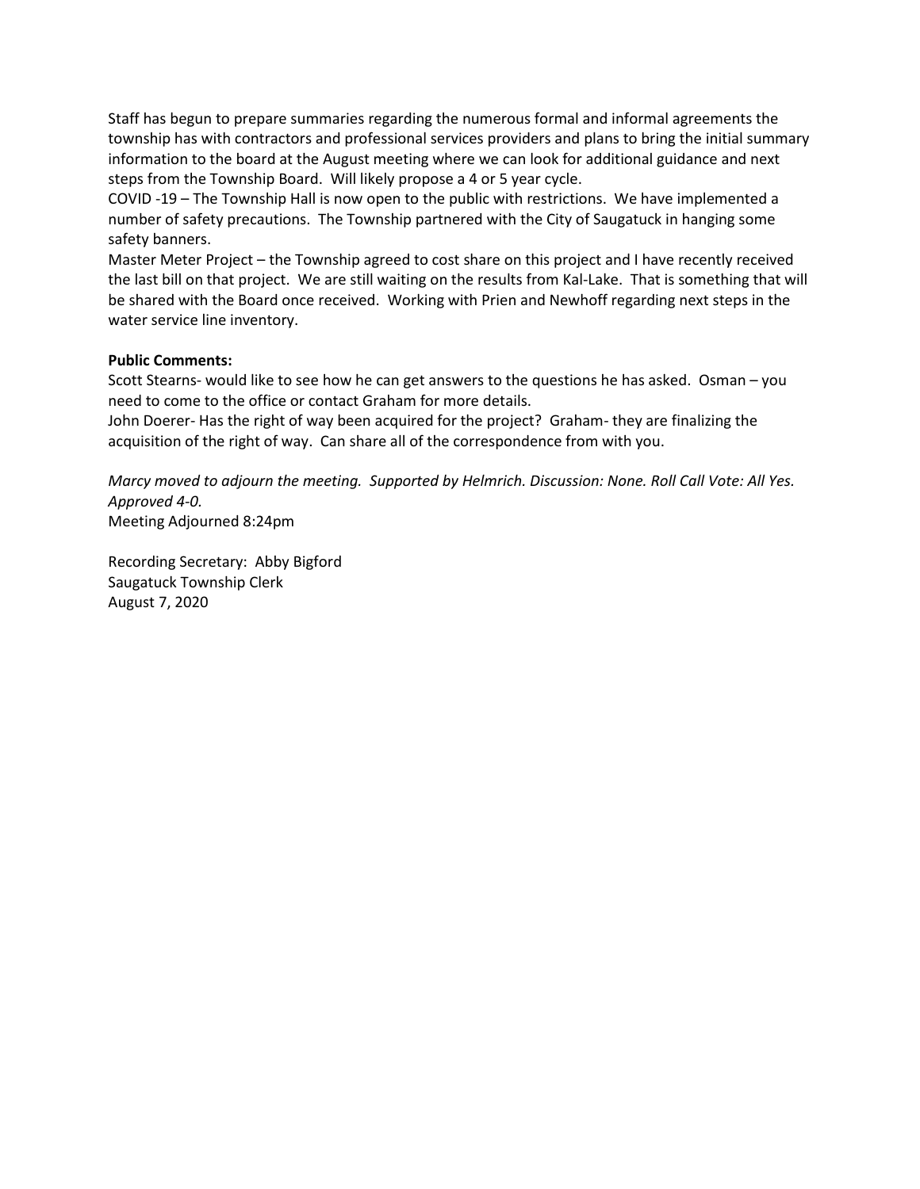Staff has begun to prepare summaries regarding the numerous formal and informal agreements the township has with contractors and professional services providers and plans to bring the initial summary information to the board at the August meeting where we can look for additional guidance and next steps from the Township Board. Will likely propose a 4 or 5 year cycle.
COVID -19 – The Township Hall is now open to the public with restrictions. We have implemented a number of safety precautions. The Township partnered with the City of Saugatuck in hanging some safety banners.
Master Meter Project – the Township agreed to cost share on this project and I have recently received the last bill on that project. We are still waiting on the results from Kal-Lake. That is something that will be shared with the Board once received. Working with Prien and Newhoff regarding next steps in the water service line inventory.

**Public Comments:**
Scott Stearns- would like to see how he can get answers to the questions he has asked. Osman – you need to come to the office or contact Graham for more details.
John Doerer- Has the right of way been acquired for the project? Graham- they are finalizing the acquisition of the right of way. Can share all of the correspondence from with you.

*Marcy moved to adjourn the meeting. Supported by Helmrich. Discussion: None. Roll Call Vote: All Yes. Approved 4-0.*
Meeting Adjourned 8:24pm

Recording Secretary: Abby Bigford
Saugatuck Township Clerk
August 7, 2020